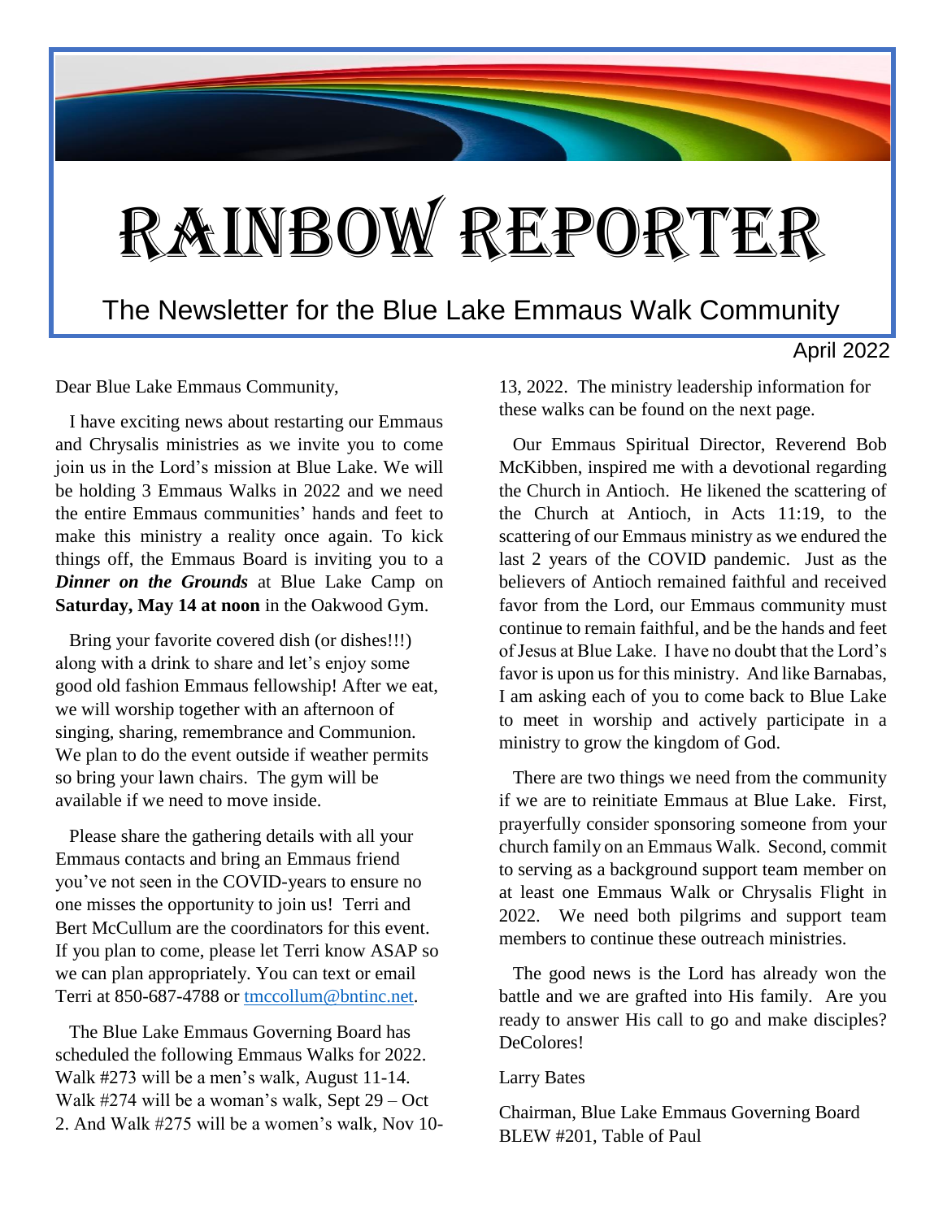# RAINBOW REPORTER

## The Newsletter for the Blue Lake Emmaus Walk Community

April 2022

Dear Blue Lake Emmaus Community,

I have exciting news about restarting our Emmaus and Chrysalis ministries as we invite you to come join us in the Lord's mission at Blue Lake. We will be holding 3 Emmaus Walks in 2022 and we need the entire Emmaus communities' hands and feet to make this ministry a reality once again. To kick things off, the Emmaus Board is inviting you to a ***Dinner on the Grounds*** at Blue Lake Camp on **Saturday, May 14 at noon** in the Oakwood Gym.

Bring your favorite covered dish (or dishes!!!) along with a drink to share and let's enjoy some good old fashion Emmaus fellowship! After we eat, we will worship together with an afternoon of singing, sharing, remembrance and Communion. We plan to do the event outside if weather permits so bring your lawn chairs. The gym will be available if we need to move inside.

Please share the gathering details with all your Emmaus contacts and bring an Emmaus friend you've not seen in the COVID-years to ensure no one misses the opportunity to join us! Terri and Bert McCullum are the coordinators for this event. If you plan to come, please let Terri know ASAP so we can plan appropriately. You can text or email Terri at 850-687-4788 or tmccollum@bntinc.net.

The Blue Lake Emmaus Governing Board has scheduled the following Emmaus Walks for 2022. Walk #273 will be a men's walk, August 11-14. Walk #274 will be a woman's walk, Sept 29 – Oct 2. And Walk #275 will be a women's walk, Nov 10-13, 2022. The ministry leadership information for these walks can be found on the next page.

Our Emmaus Spiritual Director, Reverend Bob McKibben, inspired me with a devotional regarding the Church in Antioch. He likened the scattering of the Church at Antioch, in Acts 11:19, to the scattering of our Emmaus ministry as we endured the last 2 years of the COVID pandemic. Just as the believers of Antioch remained faithful and received favor from the Lord, our Emmaus community must continue to remain faithful, and be the hands and feet of Jesus at Blue Lake. I have no doubt that the Lord's favor is upon us for this ministry. And like Barnabas, I am asking each of you to come back to Blue Lake to meet in worship and actively participate in a ministry to grow the kingdom of God.

There are two things we need from the community if we are to reinitiate Emmaus at Blue Lake. First, prayerfully consider sponsoring someone from your church family on an Emmaus Walk. Second, commit to serving as a background support team member on at least one Emmaus Walk or Chrysalis Flight in 2022. We need both pilgrims and support team members to continue these outreach ministries.

The good news is the Lord has already won the battle and we are grafted into His family. Are you ready to answer His call to go and make disciples? DeColores!

Larry Bates

Chairman, Blue Lake Emmaus Governing Board
BLEW #201, Table of Paul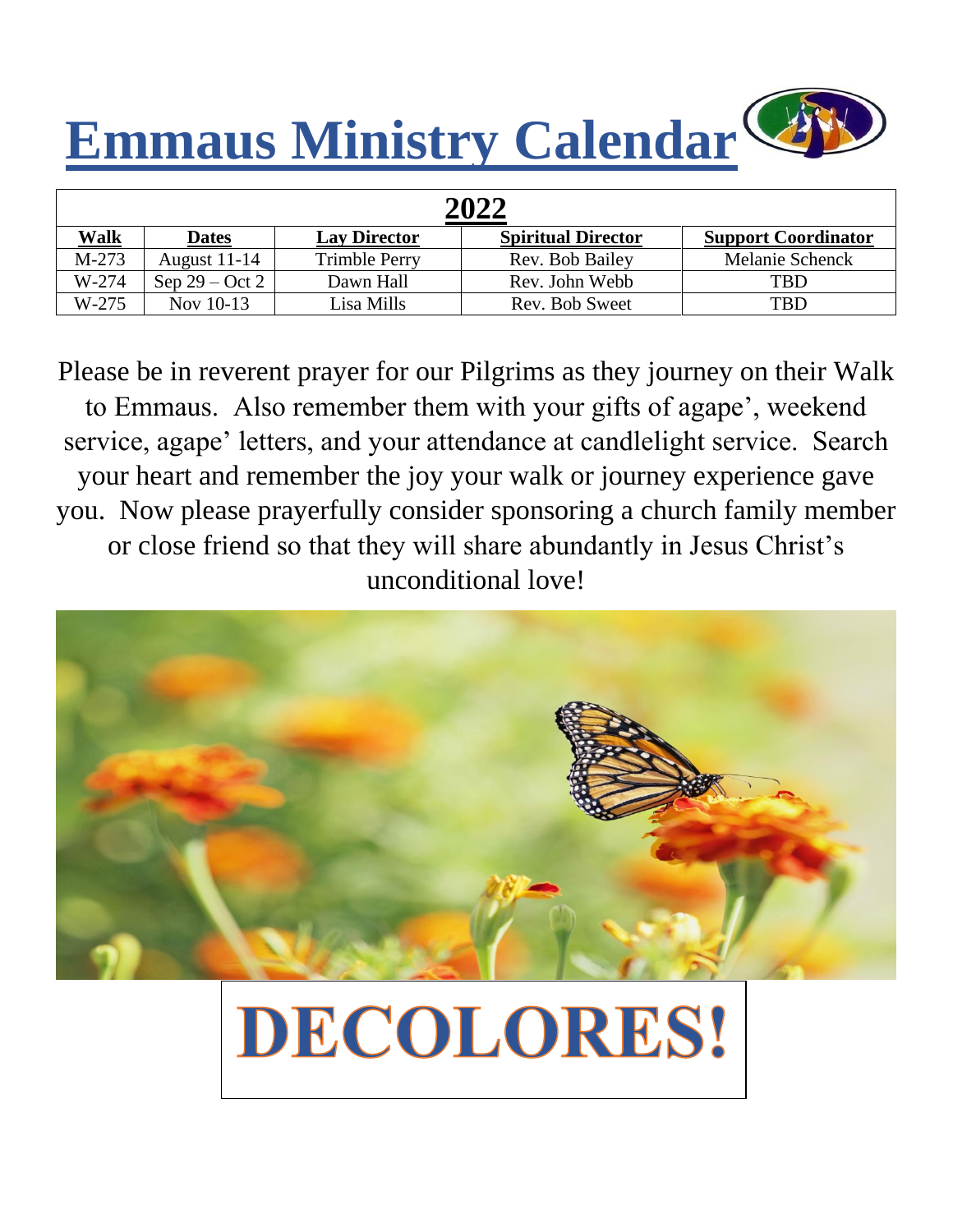# Emmaus Ministry Calendar

| 2022 | | | | |
|---|---|---|---|---|
| **Walk** | **Dates** | **Lay Director** | **Spiritual Director** | **Support Coordinator** |
| M-273 | August 11-14 | Trimble Perry | Rev. Bob Bailey | Melanie Schenck |
| W-274 | Sep 29 – Oct 2 | Dawn Hall | Rev. John Webb | TBD |
| W-275 | Nov 10-13 | Lisa Mills | Rev. Bob Sweet | TBD |

Please be in reverent prayer for our Pilgrims as they journey on their Walk to Emmaus. Also remember them with your gifts of agape', weekend service, agape' letters, and your attendance at candlelight service. Search your heart and remember the joy your walk or journey experience gave you. Now please prayerfully consider sponsoring a church family member or close friend so that they will share abundantly in Jesus Christ's unconditional love!

**DECOLORES!**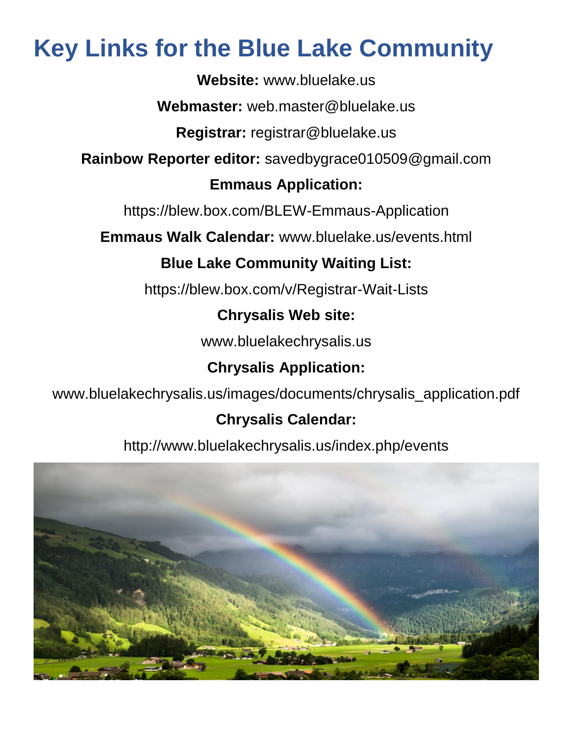# Key Links for the Blue Lake Community

**Website:** www.bluelake.us

**Webmaster:** web.master@bluelake.us

**Registrar:** registrar@bluelake.us

**Rainbow Reporter editor:** savedbygrace010509@gmail.com

**Emmaus Application:**

https://blew.box.com/BLEW-Emmaus-Application

**Emmaus Walk Calendar:** www.bluelake.us/events.html

**Blue Lake Community Waiting List:**

https://blew.box.com/v/Registrar-Wait-Lists

**Chrysalis Web site:**

www.bluelakechrysalis.us

**Chrysalis Application:**

www.bluelakechrysalis.us/images/documents/chrysalis_application.pdf

**Chrysalis Calendar:**

http://www.bluelakechrysalis.us/index.php/events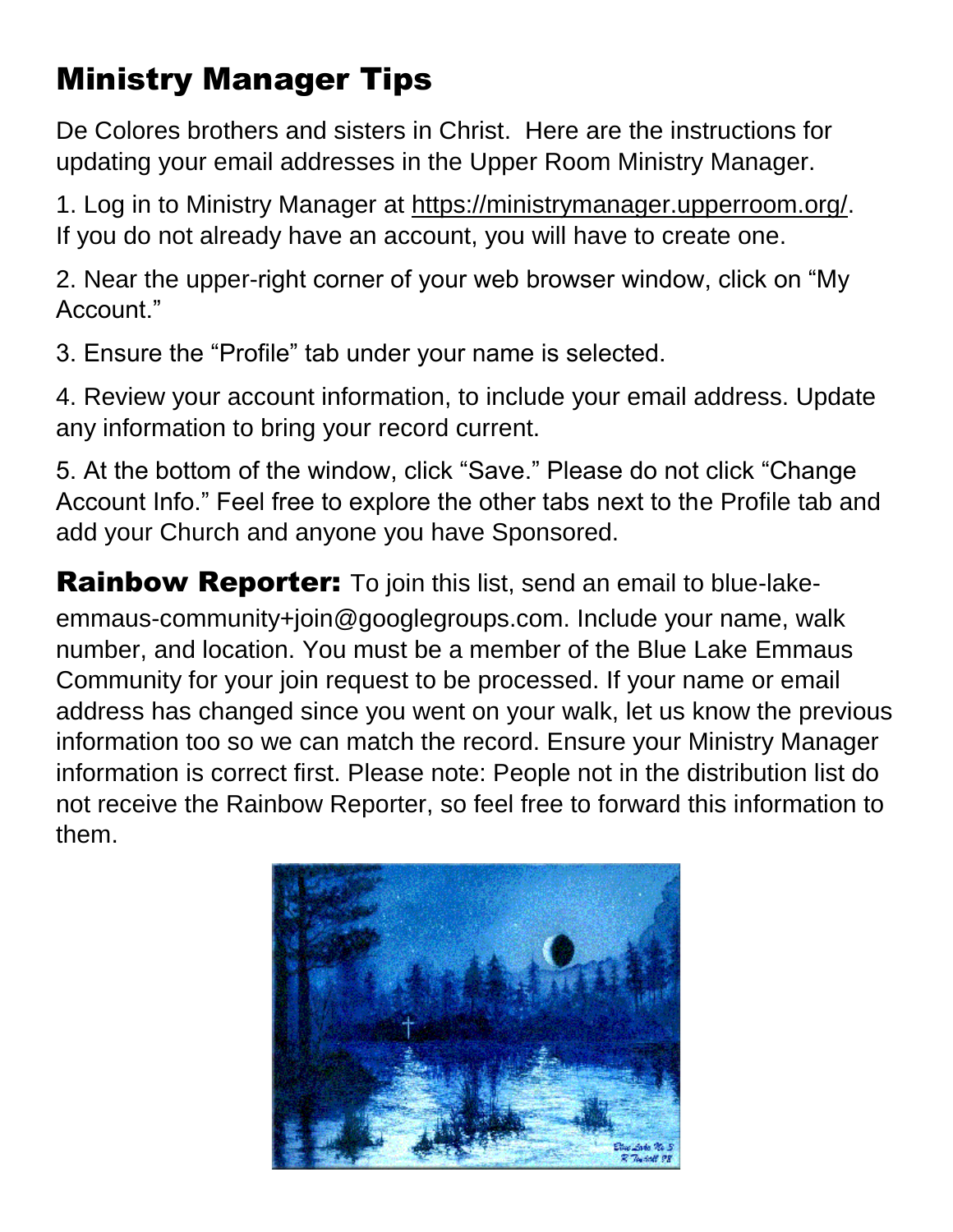# Ministry Manager Tips

De Colores brothers and sisters in Christ.  Here are the instructions for updating your email addresses in the Upper Room Ministry Manager.

1. Log in to Ministry Manager at https://ministrymanager.upperroom.org/. If you do not already have an account, you will have to create one.

2. Near the upper-right corner of your web browser window, click on "My Account."

3. Ensure the "Profile" tab under your name is selected.

4. Review your account information, to include your email address. Update any information to bring your record current.

5. At the bottom of the window, click "Save." Please do not click "Change Account Info." Feel free to explore the other tabs next to the Profile tab and add your Church and anyone you have Sponsored.

**Rainbow Reporter:** To join this list, send an email to blue-lake-emmaus-community+join@googlegroups.com. Include your name, walk number, and location. You must be a member of the Blue Lake Emmaus Community for your join request to be processed. If your name or email address has changed since you went on your walk, let us know the previous information too so we can match the record. Ensure your Ministry Manager information is correct first. Please note: People not in the distribution list do not receive the Rainbow Reporter, so feel free to forward this information to them.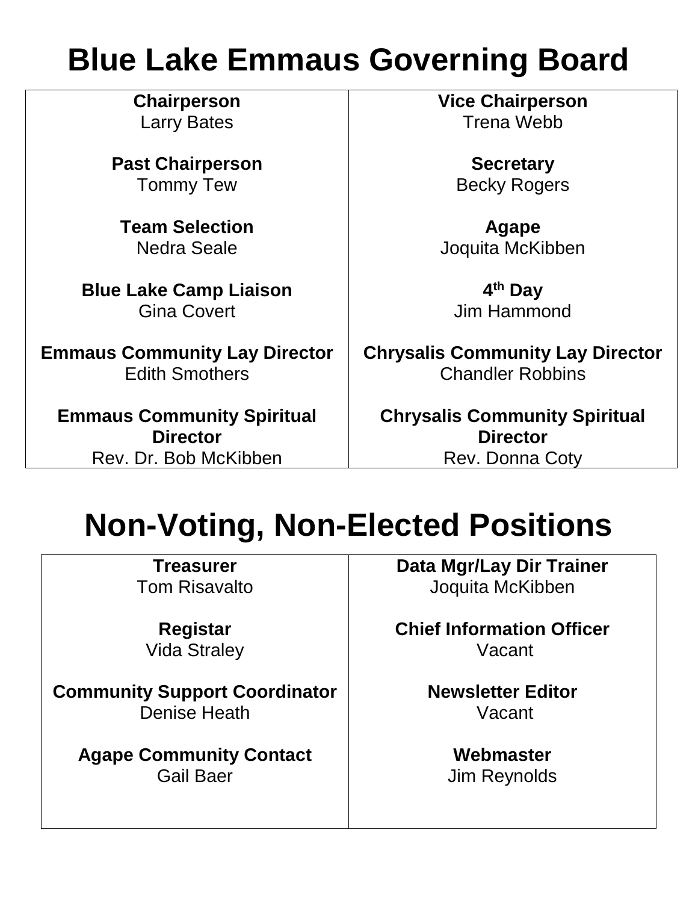# Blue Lake Emmaus Governing Board

| | |
|---|---|
| **Chairperson**<br>Larry Bates | **Vice Chairperson**<br>Trena Webb |
| **Past Chairperson**<br>Tommy Tew | **Secretary**<br>Becky Rogers |
| **Team Selection**<br>Nedra Seale | **Agape**<br>Joquita McKibben |
| **Blue Lake Camp Liaison**<br>Gina Covert | **4th Day**<br>Jim Hammond |
| **Emmaus Community Lay Director**<br>Edith Smothers | **Chrysalis Community Lay Director**<br>Chandler Robbins |
| **Emmaus Community Spiritual Director**<br>Rev. Dr. Bob McKibben | **Chrysalis Community Spiritual Director**<br>Rev. Donna Coty |

# Non-Voting, Non-Elected Positions

| | |
|---|---|
| **Treasurer**<br>Tom Risavalto | **Data Mgr/Lay Dir Trainer**<br>Joquita McKibben |
| **Registar**<br>Vida Straley | **Chief Information Officer**<br>Vacant |
| **Community Support Coordinator**<br>Denise Heath | **Newsletter Editor**<br>Vacant |
| **Agape Community Contact**<br>Gail Baer | **Webmaster**<br>Jim Reynolds |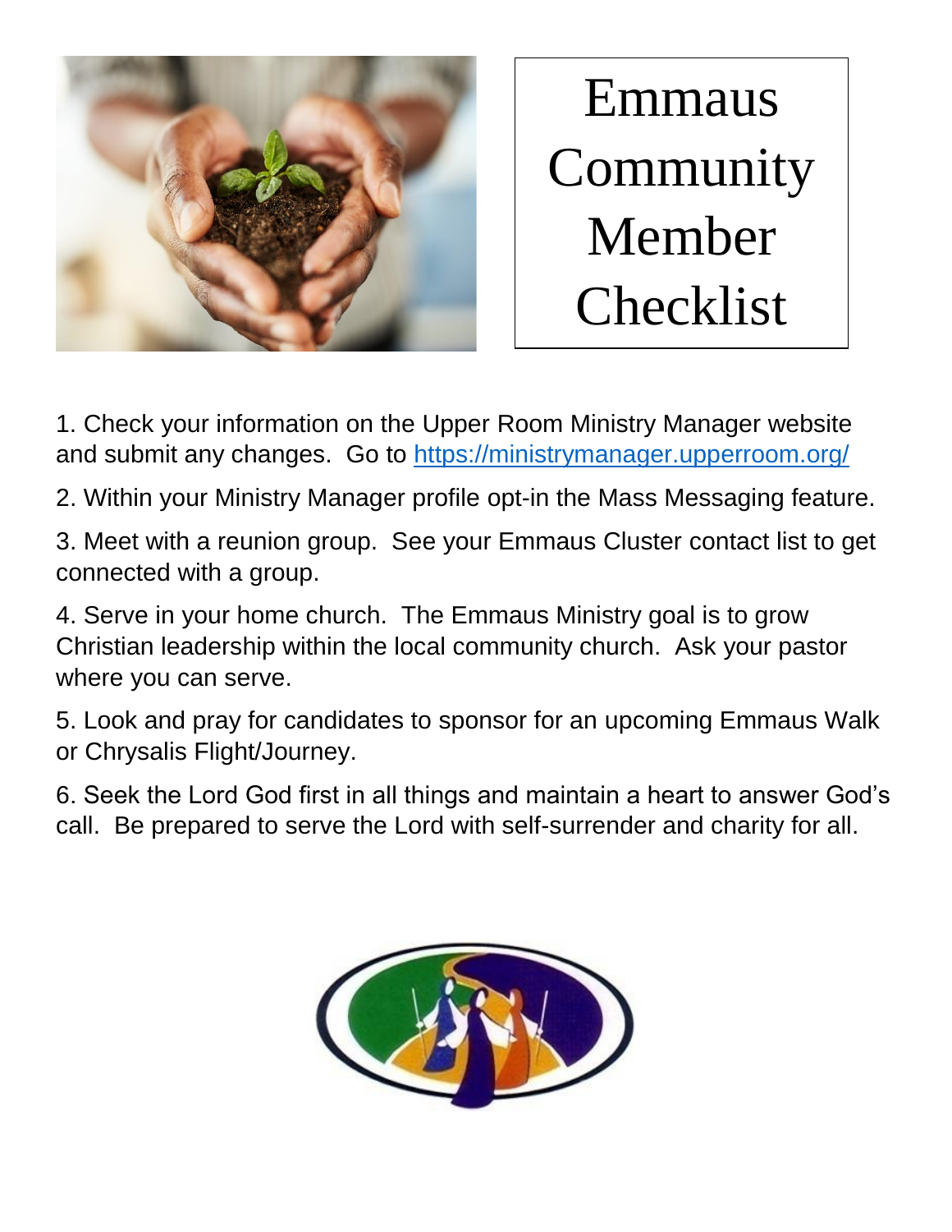# Emmaus Community Member Checklist

1. Check your information on the Upper Room Ministry Manager website and submit any changes. Go to https://ministrymanager.upperroom.org/

2. Within your Ministry Manager profile opt-in the Mass Messaging feature.

3. Meet with a reunion group. See your Emmaus Cluster contact list to get connected with a group.

4. Serve in your home church. The Emmaus Ministry goal is to grow Christian leadership within the local community church. Ask your pastor where you can serve.

5. Look and pray for candidates to sponsor for an upcoming Emmaus Walk or Chrysalis Flight/Journey.

6. Seek the Lord God first in all things and maintain a heart to answer God's call. Be prepared to serve the Lord with self-surrender and charity for all.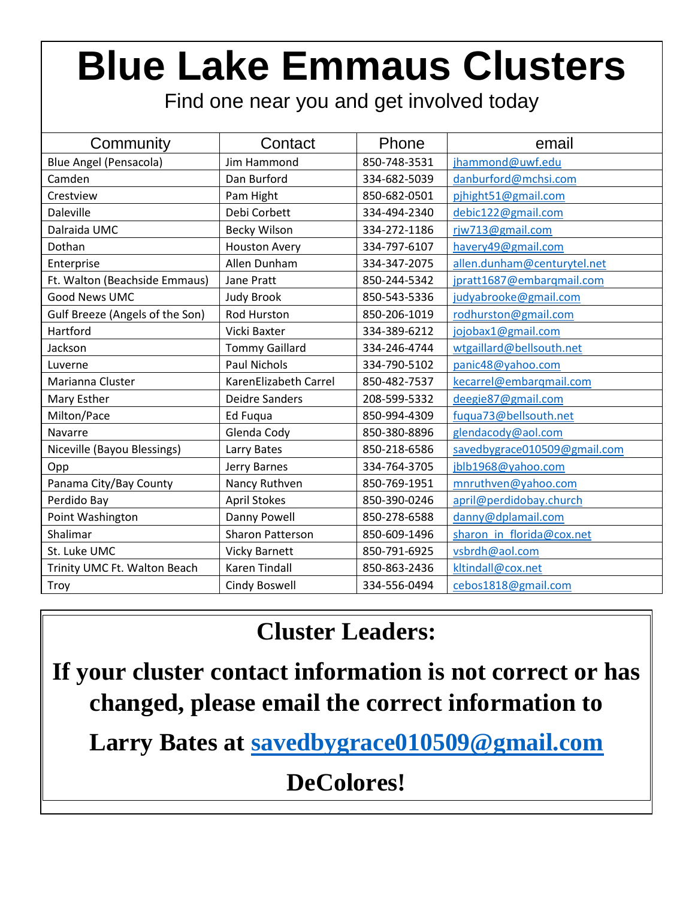# Blue Lake Emmaus Clusters

Find one near you and get involved today

| Community | Contact | Phone | email |
|---|---|---|---|
| Blue Angel (Pensacola) | Jim Hammond | 850-748-3531 | jhammond@uwf.edu |
| Camden | Dan Burford | 334-682-5039 | danburford@mchsi.com |
| Crestview | Pam Hight | 850-682-0501 | pjhight51@gmail.com |
| Daleville | Debi Corbett | 334-494-2340 | debic122@gmail.com |
| Dalraida UMC | Becky Wilson | 334-272-1186 | rjw713@gmail.com |
| Dothan | Houston Avery | 334-797-6107 | havery49@gmail.com |
| Enterprise | Allen Dunham | 334-347-2075 | allen.dunham@centurytel.net |
| Ft. Walton (Beachside Emmaus) | Jane Pratt | 850-244-5342 | jpratt1687@embarqmail.com |
| Good News UMC | Judy Brook | 850-543-5336 | judyabrooke@gmail.com |
| Gulf Breeze (Angels of the Son) | Rod Hurston | 850-206-1019 | rodhurston@gmail.com |
| Hartford | Vicki Baxter | 334-389-6212 | jojobax1@gmail.com |
| Jackson | Tommy Gaillard | 334-246-4744 | wtgaillard@bellsouth.net |
| Luverne | Paul Nichols | 334-790-5102 | panic48@yahoo.com |
| Marianna Cluster | KarenElizabeth Carrel | 850-482-7537 | kecarrel@embarqmail.com |
| Mary Esther | Deidre Sanders | 208-599-5332 | deegie87@gmail.com |
| Milton/Pace | Ed Fuqua | 850-994-4309 | fuqua73@bellsouth.net |
| Navarre | Glenda Cody | 850-380-8896 | glendacody@aol.com |
| Niceville (Bayou Blessings) | Larry Bates | 850-218-6586 | savedbygrace010509@gmail.com |
| Opp | Jerry Barnes | 334-764-3705 | jblb1968@yahoo.com |
| Panama City/Bay County | Nancy Ruthven | 850-769-1951 | mnruthven@yahoo.com |
| Perdido Bay | April Stokes | 850-390-0246 | april@perdidobay.church |
| Point Washington | Danny Powell | 850-278-6588 | danny@dplamail.com |
| Shalimar | Sharon Patterson | 850-609-1496 | sharon_in_florida@cox.net |
| St. Luke UMC | Vicky Barnett | 850-791-6925 | vsbrdh@aol.com |
| Trinity UMC Ft. Walton Beach | Karen Tindall | 850-863-2436 | kltindall@cox.net |
| Troy | Cindy Boswell | 334-556-0494 | cebos1818@gmail.com |

## Cluster Leaders:

**If your cluster contact information is not correct or has changed, please email the correct information to**

**Larry Bates at savedbygrace010509@gmail.com**

**DeColores!**